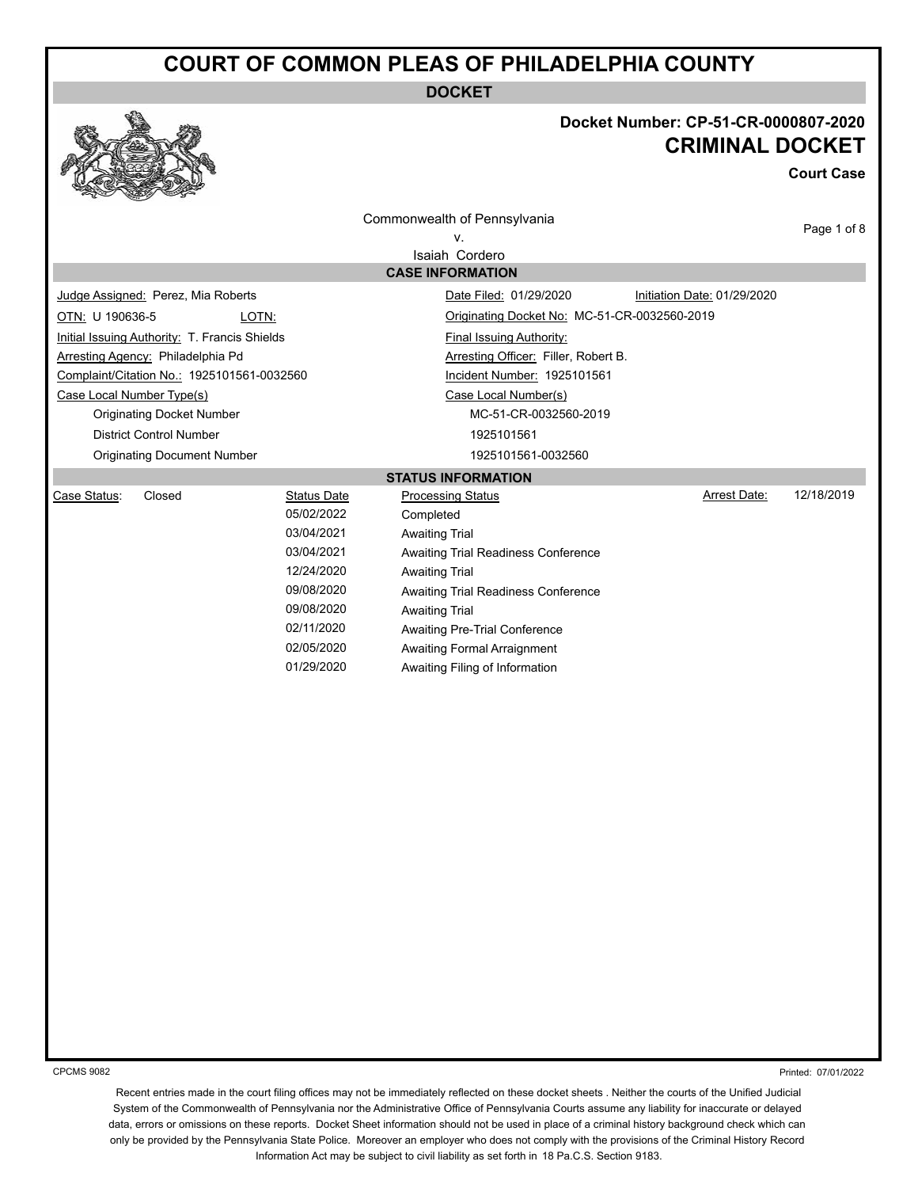# COURT OF COMMON PLEAS OF PHILADELPHIA COUNTY

## DOCKET

**Docket Number: CP-51-CR-0000807-2020**

## CRIMINAL DOCKET

**Court Case**

Commonwealth of Pennsylvania
v.
Isaiah Cordero

### CASE INFORMATION

| | |
|---|---|
| Judge Assigned: Perez, Mia Roberts | Date Filed: 01/29/2020 &nbsp;&nbsp; Initiation Date: 01/29/2020 |
| OTN: U 190636-5 &nbsp;&nbsp; LOTN: | Originating Docket No: MC-51-CR-0032560-2019 |
| Initial Issuing Authority: T. Francis Shields | Final Issuing Authority: |
| Arresting Agency: Philadelphia Pd | Arresting Officer: Filler, Robert B. |
| Complaint/Citation No.: 1925101561-0032560 | Incident Number: 1925101561 |

| Case Local Number Type(s) | Case Local Number(s) |
|---|---|
| Originating Docket Number | MC-51-CR-0032560-2019 |
| District Control Number | 1925101561 |
| Originating Document Number | 1925101561-0032560 |

### STATUS INFORMATION

Case Status: Closed &nbsp;&nbsp; Arrest Date: 12/18/2019

| Status Date | Processing Status |
|---|---|
| 05/02/2022 | Completed |
| 03/04/2021 | Awaiting Trial |
| 03/04/2021 | Awaiting Trial Readiness Conference |
| 12/24/2020 | Awaiting Trial |
| 09/08/2020 | Awaiting Trial Readiness Conference |
| 09/08/2020 | Awaiting Trial |
| 02/11/2020 | Awaiting Pre-Trial Conference |
| 02/05/2020 | Awaiting Formal Arraignment |
| 01/29/2020 | Awaiting Filing of Information |

CPCMS 9082

Printed: 07/01/2022

Recent entries made in the court filing offices may not be immediately reflected on these docket sheets . Neither the courts of the Unified Judicial System of the Commonwealth of Pennsylvania nor the Administrative Office of Pennsylvania Courts assume any liability for inaccurate or delayed data, errors or omissions on these reports. Docket Sheet information should not be used in place of a criminal history background check which can only be provided by the Pennsylvania State Police. Moreover an employer who does not comply with the provisions of the Criminal History Record Information Act may be subject to civil liability as set forth in 18 Pa.C.S. Section 9183.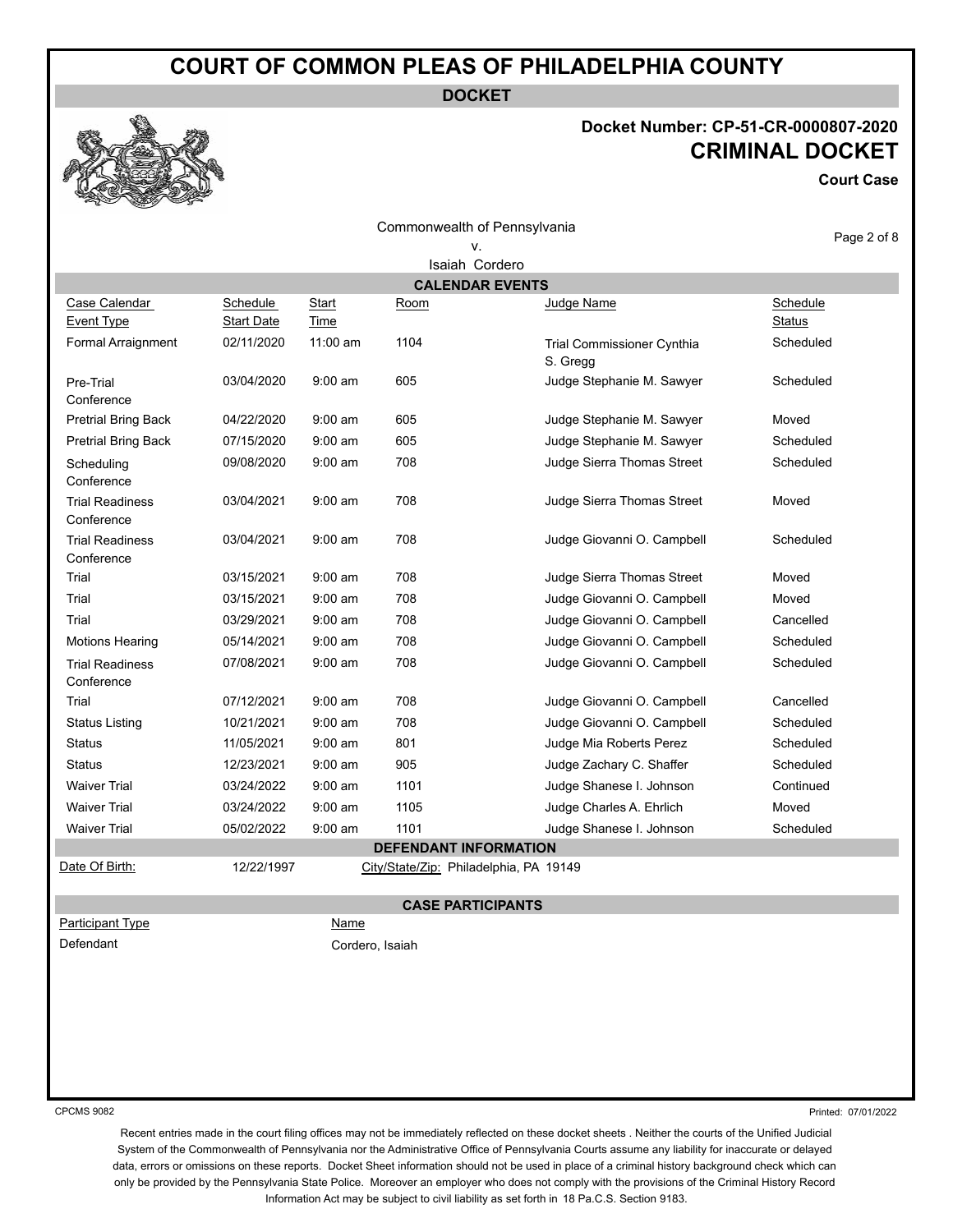# COURT OF COMMON PLEAS OF PHILADELPHIA COUNTY

**DOCKET**

**Docket Number: CP-51-CR-0000807-2020**

## CRIMINAL DOCKET

**Court Case**

Commonwealth of Pennsylvania
v.
Isaiah Cordero

### CALENDAR EVENTS

| Case Calendar Event Type | Schedule Start Date | Start Time | Room | Judge Name | Schedule Status |
|---|---|---|---|---|---|
| Formal Arraignment | 02/11/2020 | 11:00 am | 1104 | Trial Commissioner Cynthia S. Gregg | Scheduled |
| Pre-Trial Conference | 03/04/2020 | 9:00 am | 605 | Judge Stephanie M. Sawyer | Scheduled |
| Pretrial Bring Back | 04/22/2020 | 9:00 am | 605 | Judge Stephanie M. Sawyer | Moved |
| Pretrial Bring Back | 07/15/2020 | 9:00 am | 605 | Judge Stephanie M. Sawyer | Scheduled |
| Scheduling Conference | 09/08/2020 | 9:00 am | 708 | Judge Sierra Thomas Street | Scheduled |
| Trial Readiness Conference | 03/04/2021 | 9:00 am | 708 | Judge Sierra Thomas Street | Moved |
| Trial Readiness Conference | 03/04/2021 | 9:00 am | 708 | Judge Giovanni O. Campbell | Scheduled |
| Trial | 03/15/2021 | 9:00 am | 708 | Judge Sierra Thomas Street | Moved |
| Trial | 03/15/2021 | 9:00 am | 708 | Judge Giovanni O. Campbell | Moved |
| Trial | 03/29/2021 | 9:00 am | 708 | Judge Giovanni O. Campbell | Cancelled |
| Motions Hearing | 05/14/2021 | 9:00 am | 708 | Judge Giovanni O. Campbell | Scheduled |
| Trial Readiness Conference | 07/08/2021 | 9:00 am | 708 | Judge Giovanni O. Campbell | Scheduled |
| Trial | 07/12/2021 | 9:00 am | 708 | Judge Giovanni O. Campbell | Cancelled |
| Status Listing | 10/21/2021 | 9:00 am | 708 | Judge Giovanni O. Campbell | Scheduled |
| Status | 11/05/2021 | 9:00 am | 801 | Judge Mia Roberts Perez | Scheduled |
| Status | 12/23/2021 | 9:00 am | 905 | Judge Zachary C. Shaffer | Scheduled |
| Waiver Trial | 03/24/2022 | 9:00 am | 1101 | Judge Shanese I. Johnson | Continued |
| Waiver Trial | 03/24/2022 | 9:00 am | 1105 | Judge Charles A. Ehrlich | Moved |
| Waiver Trial | 05/02/2022 | 9:00 am | 1101 | Judge Shanese I. Johnson | Scheduled |

### DEFENDANT INFORMATION

| | | | |
|---|---|---|---|
| Date Of Birth: | 12/22/1997 | City/State/Zip: | Philadelphia, PA 19149 |

### CASE PARTICIPANTS

| Participant Type | Name |
|---|---|
| Defendant | Cordero, Isaiah |

CPCMS 9082

Printed: 07/01/2022

Recent entries made in the court filing offices may not be immediately reflected on these docket sheets . Neither the courts of the Unified Judicial System of the Commonwealth of Pennsylvania nor the Administrative Office of Pennsylvania Courts assume any liability for inaccurate or delayed data, errors or omissions on these reports. Docket Sheet information should not be used in place of a criminal history background check which can only be provided by the Pennsylvania State Police. Moreover an employer who does not comply with the provisions of the Criminal History Record Information Act may be subject to civil liability as set forth in 18 Pa.C.S. Section 9183.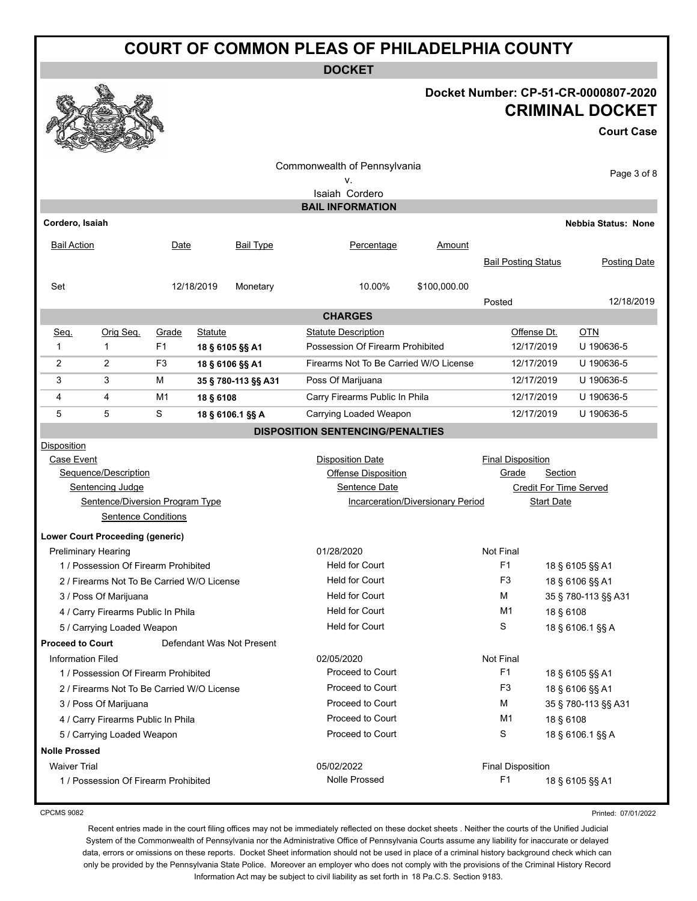# COURT OF COMMON PLEAS OF PHILADELPHIA COUNTY

**DOCKET**

**Docket Number: CP-51-CR-0000807-2020**

**CRIMINAL DOCKET**

**Court Case**

Commonwealth of Pennsylvania
v.
Isaiah Cordero

## BAIL INFORMATION

**Cordero, Isaiah** — **Nebbia Status: None**

| Bail Action | Date | Bail Type | Percentage | Amount | Bail Posting Status | Posting Date |
|---|---|---|---|---|---|---|
| Set | 12/18/2019 | Monetary | 10.00% | $100,000.00 | Posted | 12/18/2019 |

## CHARGES

| Seq. | Orig Seq. | Grade | Statute | Statute Description | Offense Dt. | OTN |
|---|---|---|---|---|---|---|
| 1 | 1 | F1 | **18 § 6105 §§ A1** | Possession Of Firearm Prohibited | 12/17/2019 | U 190636-5 |
| 2 | 2 | F3 | **18 § 6106 §§ A1** | Firearms Not To Be Carried W/O License | 12/17/2019 | U 190636-5 |
| 3 | 3 | M | **35 § 780-113 §§ A31** | Poss Of Marijuana | 12/17/2019 | U 190636-5 |
| 4 | 4 | M1 | **18 § 6108** | Carry Firearms Public In Phila | 12/17/2019 | U 190636-5 |
| 5 | 5 | S | **18 § 6106.1 §§ A** | Carrying Loaded Weapon | 12/17/2019 | U 190636-5 |

## DISPOSITION SENTENCING/PENALTIES

Disposition
- Case Event
  - Sequence/Description
    - Sentencing Judge
      - Sentence/Diversion Program Type
        - Sentence Conditions

Disposition Date / Offense Disposition / Sentence Date / Incarceration/Diversionary Period

Final Disposition / Grade / Section / Credit For Time Served / Start Date

**Lower Court Proceeding (generic)**

| Case Event / Sequence/Description | Disposition Date / Offense Disposition | Final Disposition / Grade | Section |
|---|---|---|---|
| Preliminary Hearing | 01/28/2020 | Not Final | |
| 1 / Possession Of Firearm Prohibited | Held for Court | F1 | 18 § 6105 §§ A1 |
| 2 / Firearms Not To Be Carried W/O License | Held for Court | F3 | 18 § 6106 §§ A1 |
| 3 / Poss Of Marijuana | Held for Court | M | 35 § 780-113 §§ A31 |
| 4 / Carry Firearms Public In Phila | Held for Court | M1 | 18 § 6108 |
| 5 / Carrying Loaded Weapon | Held for Court | S | 18 § 6106.1 §§ A |

**Proceed to Court** — Defendant Was Not Present

| Case Event / Sequence/Description | Disposition Date / Offense Disposition | Final Disposition / Grade | Section |
|---|---|---|---|
| Information Filed | 02/05/2020 | Not Final | |
| 1 / Possession Of Firearm Prohibited | Proceed to Court | F1 | 18 § 6105 §§ A1 |
| 2 / Firearms Not To Be Carried W/O License | Proceed to Court | F3 | 18 § 6106 §§ A1 |
| 3 / Poss Of Marijuana | Proceed to Court | M | 35 § 780-113 §§ A31 |
| 4 / Carry Firearms Public In Phila | Proceed to Court | M1 | 18 § 6108 |
| 5 / Carrying Loaded Weapon | Proceed to Court | S | 18 § 6106.1 §§ A |

**Nolle Prossed**

| Case Event / Sequence/Description | Disposition Date / Offense Disposition | Final Disposition / Grade | Section |
|---|---|---|---|
| Waiver Trial | 05/02/2022 | Final Disposition | |
| 1 / Possession Of Firearm Prohibited | Nolle Prossed | F1 | 18 § 6105 §§ A1 |

CPCMS 9082

Printed: 07/01/2022

Recent entries made in the court filing offices may not be immediately reflected on these docket sheets . Neither the courts of the Unified Judicial System of the Commonwealth of Pennsylvania nor the Administrative Office of Pennsylvania Courts assume any liability for inaccurate or delayed data, errors or omissions on these reports. Docket Sheet information should not be used in place of a criminal history background check which can only be provided by the Pennsylvania State Police. Moreover an employer who does not comply with the provisions of the Criminal History Record Information Act may be subject to civil liability as set forth in 18 Pa.C.S. Section 9183.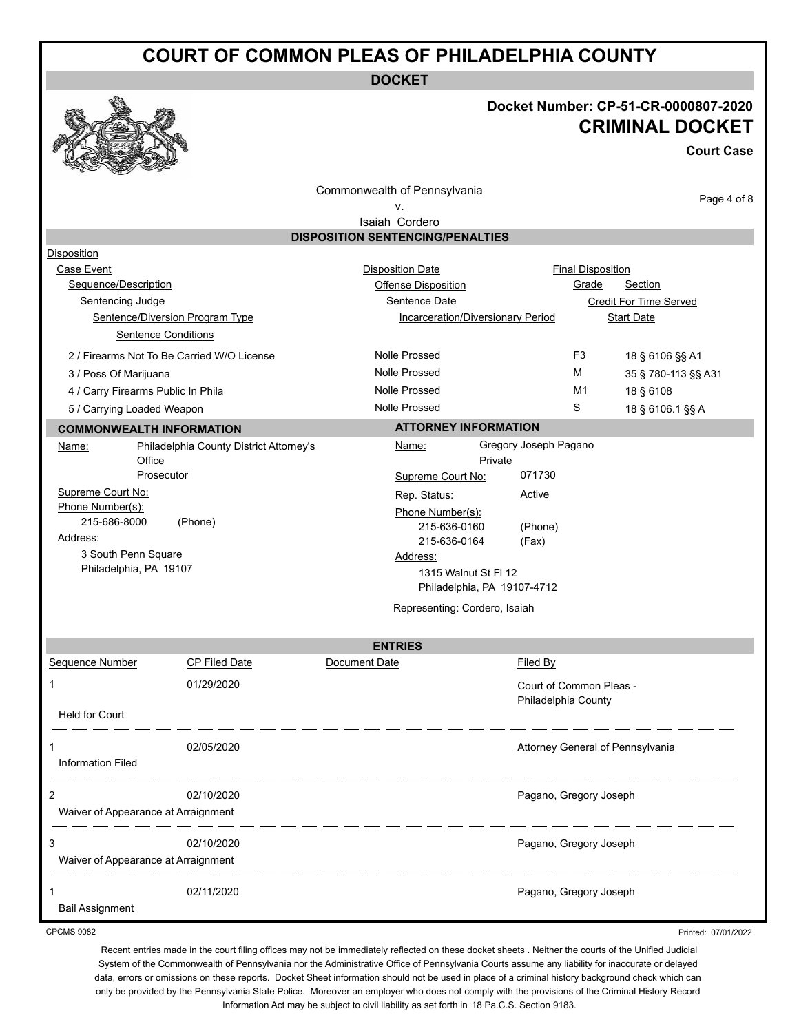# COURT OF COMMON PLEAS OF PHILADELPHIA COUNTY

**DOCKET**

**Docket Number: CP-51-CR-0000807-2020**

**CRIMINAL DOCKET**

**Court Case**

Commonwealth of Pennsylvania
v.
Isaiah Cordero

## DISPOSITION SENTENCING/PENALTIES

| Disposition | | | |
|---|---|---|---|
| Case Event | Disposition Date | Final Disposition | |
| Sequence/Description | Offense Disposition | Grade | Section |
| Sentencing Judge | Sentence Date | Credit For Time Served | |
| Sentence/Diversion Program Type | Incarceration/Diversionary Period | Start Date | |
| Sentence Conditions | | | |
| 2 / Firearms Not To Be Carried W/O License | Nolle Prossed | F3 | 18 § 6106 §§ A1 |
| 3 / Poss Of Marijuana | Nolle Prossed | M | 35 § 780-113 §§ A31 |
| 4 / Carry Firearms Public In Phila | Nolle Prossed | M1 | 18 § 6108 |
| 5 / Carrying Loaded Weapon | Nolle Prossed | S | 18 § 6106.1 §§ A |

## COMMONWEALTH INFORMATION

Name: Philadelphia County District Attorney's Office
Prosecutor

Supreme Court No:

Phone Number(s):
215-686-8000 (Phone)

Address:
3 South Penn Square
Philadelphia, PA 19107

## ATTORNEY INFORMATION

Name: Gregory Joseph Pagano
Private

Supreme Court No: 071730

Rep. Status: Active

Phone Number(s):
215-636-0160 (Phone)
215-636-0164 (Fax)

Address:
1315 Walnut St Fl 12
Philadelphia, PA 19107-4712

Representing: Cordero, Isaiah

## ENTRIES

| Sequence Number | CP Filed Date | Document Date | Filed By |
|---|---|---|---|
| 1 | 01/29/2020 | | Court of Common Pleas - Philadelphia County |
| Held for Court | | | |
| 1 | 02/05/2020 | | Attorney General of Pennsylvania |
| Information Filed | | | |
| 2 | 02/10/2020 | | Pagano, Gregory Joseph |
| Waiver of Appearance at Arraignment | | | |
| 3 | 02/10/2020 | | Pagano, Gregory Joseph |
| Waiver of Appearance at Arraignment | | | |
| 1 | 02/11/2020 | | Pagano, Gregory Joseph |
| Bail Assignment | | | |

CPCMS 9082

Printed: 07/01/2022

Recent entries made in the court filing offices may not be immediately reflected on these docket sheets . Neither the courts of the Unified Judicial System of the Commonwealth of Pennsylvania nor the Administrative Office of Pennsylvania Courts assume any liability for inaccurate or delayed data, errors or omissions on these reports. Docket Sheet information should not be used in place of a criminal history background check which can only be provided by the Pennsylvania State Police. Moreover an employer who does not comply with the provisions of the Criminal History Record Information Act may be subject to civil liability as set forth in 18 Pa.C.S. Section 9183.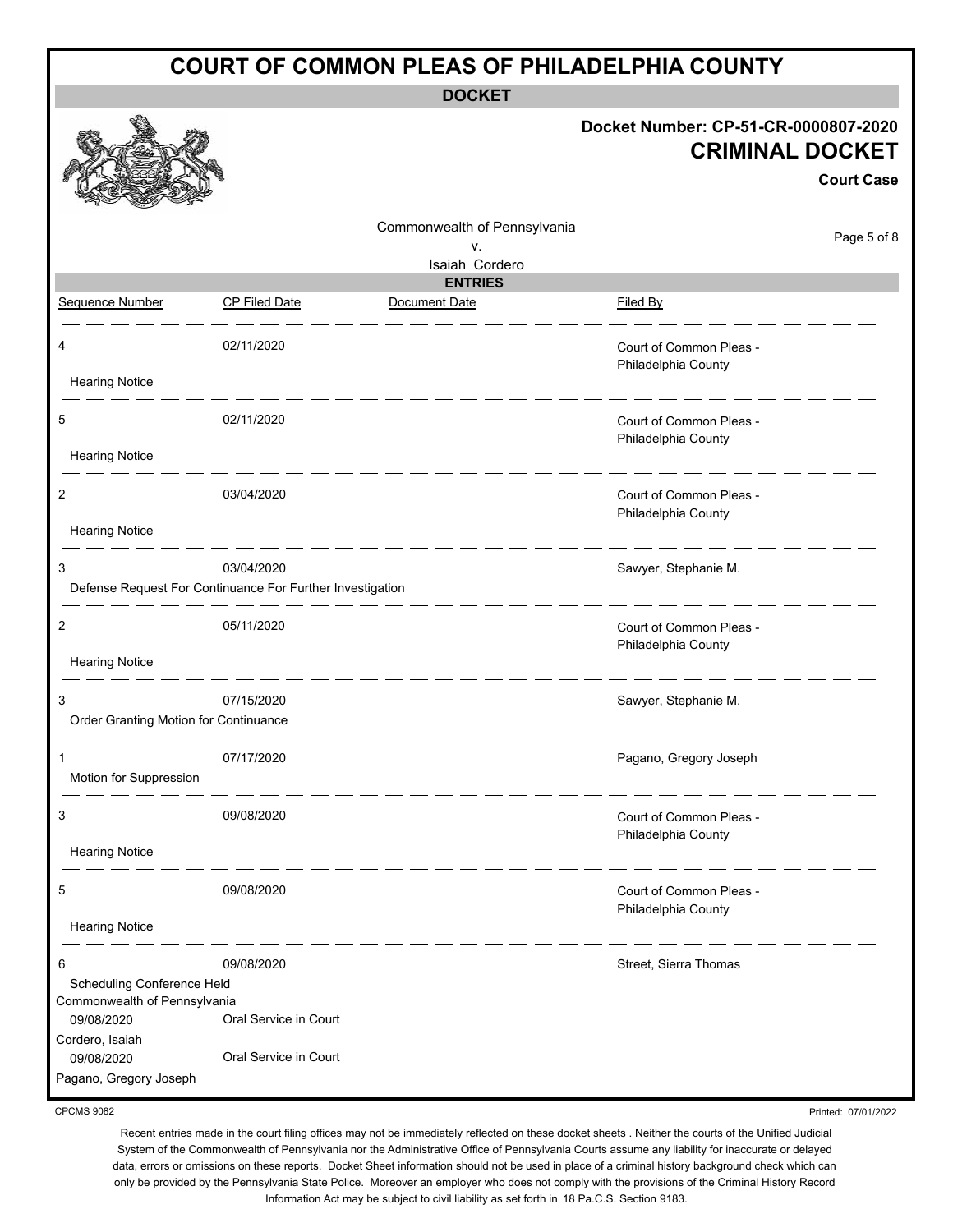# COURT OF COMMON PLEAS OF PHILADELPHIA COUNTY

**DOCKET**

**Docket Number: CP-51-CR-0000807-2020**

**CRIMINAL DOCKET**

**Court Case**

Commonwealth of Pennsylvania
v.
Isaiah Cordero

**ENTRIES**

| Sequence Number | CP Filed Date | Document Date | Filed By |
|---|---|---|---|
| 4 | 02/11/2020 | | Court of Common Pleas - Philadelphia County |
| Hearing Notice | | | |
| 5 | 02/11/2020 | | Court of Common Pleas - Philadelphia County |
| Hearing Notice | | | |
| 2 | 03/04/2020 | | Court of Common Pleas - Philadelphia County |
| Hearing Notice | | | |
| 3 | 03/04/2020 | | Sawyer, Stephanie M. |
| Defense Request For Continuance For Further Investigation | | | |
| 2 | 05/11/2020 | | Court of Common Pleas - Philadelphia County |
| Hearing Notice | | | |
| 3 | 07/15/2020 | | Sawyer, Stephanie M. |
| Order Granting Motion for Continuance | | | |
| 1 | 07/17/2020 | | Pagano, Gregory Joseph |
| Motion for Suppression | | | |
| 3 | 09/08/2020 | | Court of Common Pleas - Philadelphia County |
| Hearing Notice | | | |
| 5 | 09/08/2020 | | Court of Common Pleas - Philadelphia County |
| Hearing Notice | | | |
| 6 | 09/08/2020 | | Street, Sierra Thomas |
| Scheduling Conference Held | | | |
| Commonwealth of Pennsylvania | | | |
| 09/08/2020 | Oral Service in Court | | |
| Cordero, Isaiah | | | |
| 09/08/2020 | Oral Service in Court | | |
| Pagano, Gregory Joseph | | | |

CPCMS 9082

Printed: 07/01/2022

Recent entries made in the court filing offices may not be immediately reflected on these docket sheets . Neither the courts of the Unified Judicial System of the Commonwealth of Pennsylvania nor the Administrative Office of Pennsylvania Courts assume any liability for inaccurate or delayed data, errors or omissions on these reports. Docket Sheet information should not be used in place of a criminal history background check which can only be provided by the Pennsylvania State Police. Moreover an employer who does not comply with the provisions of the Criminal History Record Information Act may be subject to civil liability as set forth in 18 Pa.C.S. Section 9183.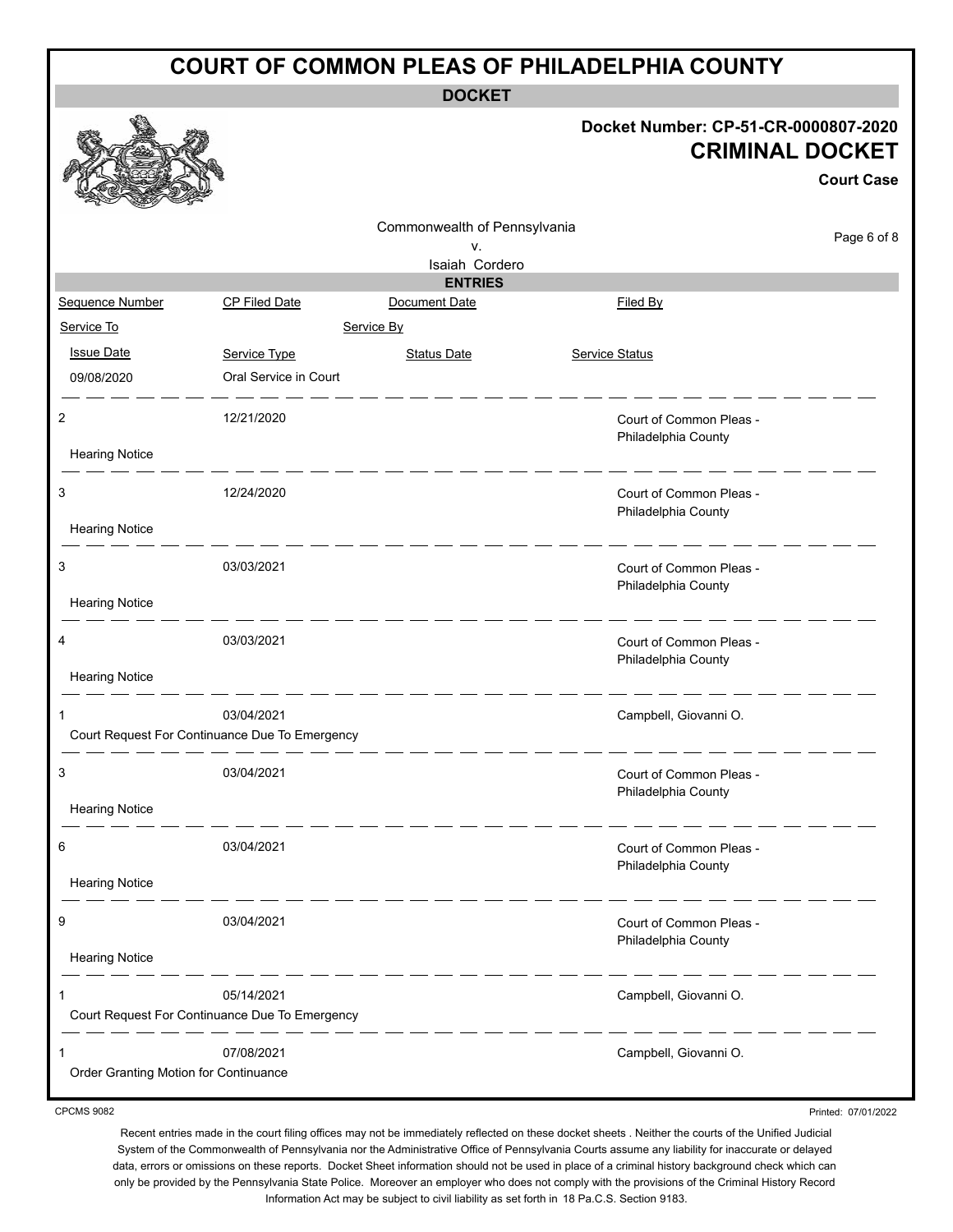# COURT OF COMMON PLEAS OF PHILADELPHIA COUNTY

## DOCKET

**Docket Number: CP-51-CR-0000807-2020**

**CRIMINAL DOCKET**

**Court Case**

Commonwealth of Pennsylvania
v.
Isaiah Cordero

## ENTRIES

| Sequence Number | CP Filed Date | Document Date | Filed By |
|---|---|---|---|
| Service To | Service By | | |
| Issue Date | Service Type | Status Date | Service Status |
| 09/08/2020 | Oral Service in Court | | |
| 2 | 12/21/2020 | | Court of Common Pleas - Philadelphia County |
| Hearing Notice | | | |
| 3 | 12/24/2020 | | Court of Common Pleas - Philadelphia County |
| Hearing Notice | | | |
| 3 | 03/03/2021 | | Court of Common Pleas - Philadelphia County |
| Hearing Notice | | | |
| 4 | 03/03/2021 | | Court of Common Pleas - Philadelphia County |
| Hearing Notice | | | |
| 1 | 03/04/2021 | | Campbell, Giovanni O. |
| Court Request For Continuance Due To Emergency | | | |
| 3 | 03/04/2021 | | Court of Common Pleas - Philadelphia County |
| Hearing Notice | | | |
| 6 | 03/04/2021 | | Court of Common Pleas - Philadelphia County |
| Hearing Notice | | | |
| 9 | 03/04/2021 | | Court of Common Pleas - Philadelphia County |
| Hearing Notice | | | |
| 1 | 05/14/2021 | | Campbell, Giovanni O. |
| Court Request For Continuance Due To Emergency | | | |
| 1 | 07/08/2021 | | Campbell, Giovanni O. |
| Order Granting Motion for Continuance | | | |

CPCMS 9082

Printed: 07/01/2022

Recent entries made in the court filing offices may not be immediately reflected on these docket sheets . Neither the courts of the Unified Judicial System of the Commonwealth of Pennsylvania nor the Administrative Office of Pennsylvania Courts assume any liability for inaccurate or delayed data, errors or omissions on these reports. Docket Sheet information should not be used in place of a criminal history background check which can only be provided by the Pennsylvania State Police. Moreover an employer who does not comply with the provisions of the Criminal History Record Information Act may be subject to civil liability as set forth in 18 Pa.C.S. Section 9183.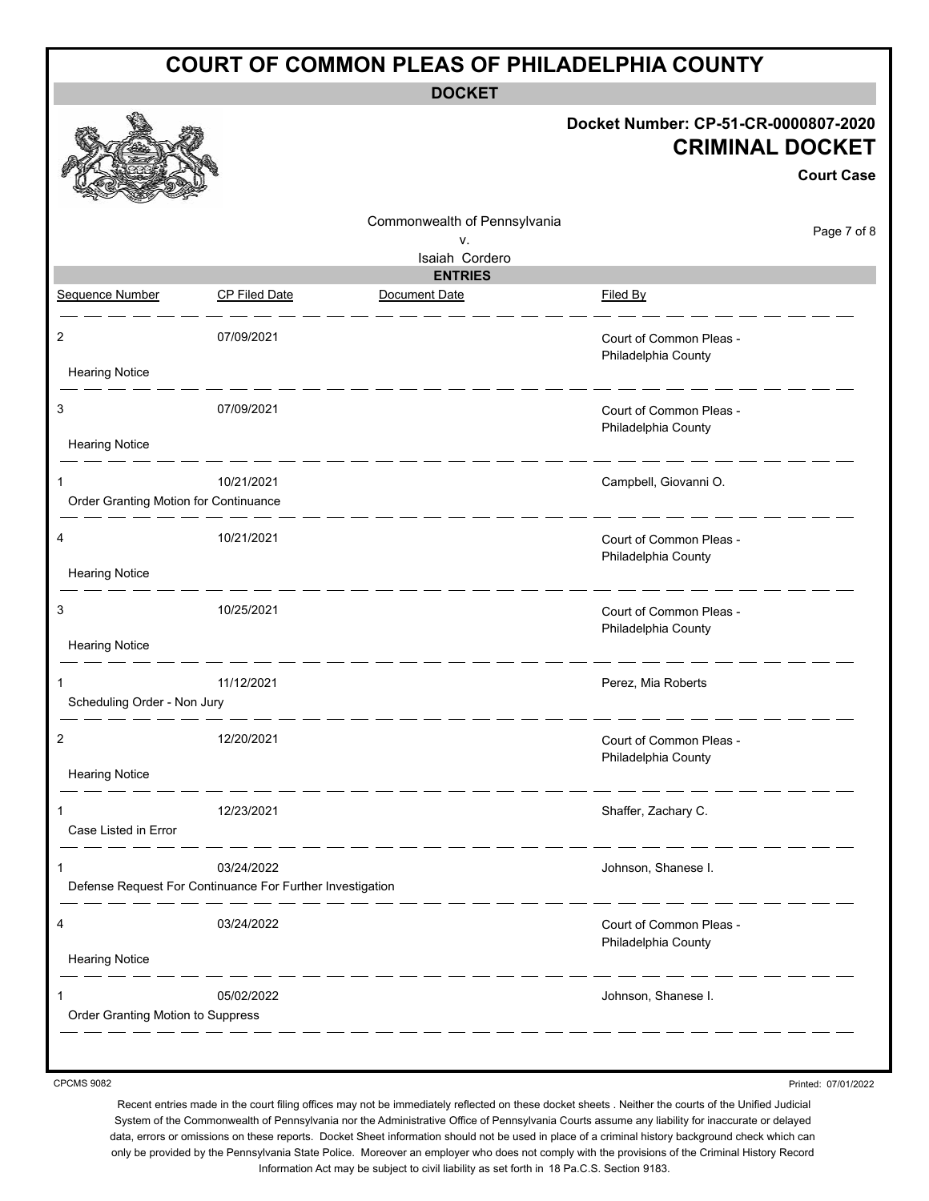# COURT OF COMMON PLEAS OF PHILADELPHIA COUNTY

**DOCKET**

**Docket Number: CP-51-CR-0000807-2020**

**CRIMINAL DOCKET**

**Court Case**

Commonwealth of Pennsylvania
v.
Isaiah Cordero

**ENTRIES**

| Sequence Number | CP Filed Date | Document Date | Filed By |
|---|---|---|---|
| 2<br>Hearing Notice | 07/09/2021 | | Court of Common Pleas - Philadelphia County |
| 3<br>Hearing Notice | 07/09/2021 | | Court of Common Pleas - Philadelphia County |
| 1<br>Order Granting Motion for Continuance | 10/21/2021 | | Campbell, Giovanni O. |
| 4<br>Hearing Notice | 10/21/2021 | | Court of Common Pleas - Philadelphia County |
| 3<br>Hearing Notice | 10/25/2021 | | Court of Common Pleas - Philadelphia County |
| 1<br>Scheduling Order - Non Jury | 11/12/2021 | | Perez, Mia Roberts |
| 2<br>Hearing Notice | 12/20/2021 | | Court of Common Pleas - Philadelphia County |
| 1<br>Case Listed in Error | 12/23/2021 | | Shaffer, Zachary C. |
| 1<br>Defense Request For Continuance For Further Investigation | 03/24/2022 | | Johnson, Shanese I. |
| 4<br>Hearing Notice | 03/24/2022 | | Court of Common Pleas - Philadelphia County |
| 1<br>Order Granting Motion to Suppress | 05/02/2022 | | Johnson, Shanese I. |

CPCMS 9082

Printed: 07/01/2022

Recent entries made in the court filing offices may not be immediately reflected on these docket sheets . Neither the courts of the Unified Judicial System of the Commonwealth of Pennsylvania nor the Administrative Office of Pennsylvania Courts assume any liability for inaccurate or delayed data, errors or omissions on these reports. Docket Sheet information should not be used in place of a criminal history background check which can only be provided by the Pennsylvania State Police. Moreover an employer who does not comply with the provisions of the Criminal History Record Information Act may be subject to civil liability as set forth in 18 Pa.C.S. Section 9183.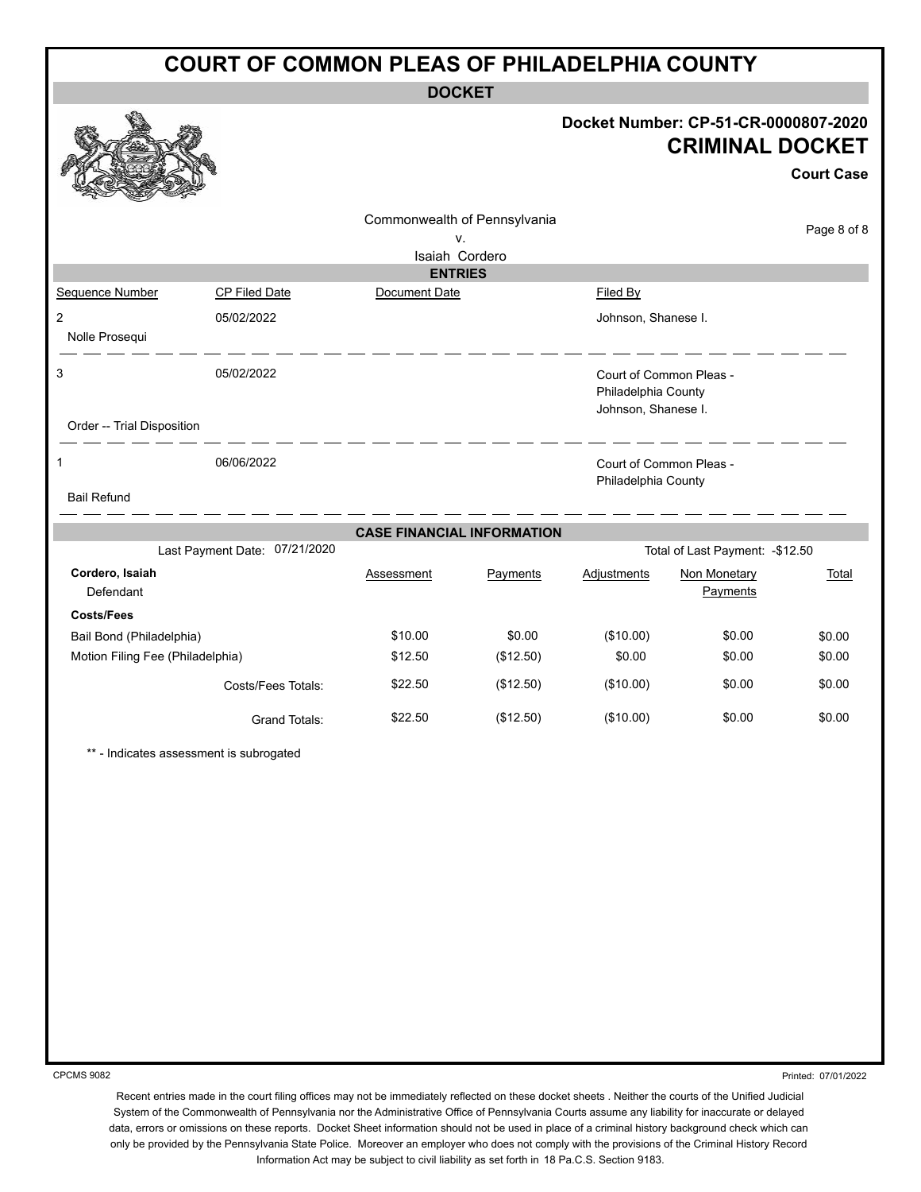# COURT OF COMMON PLEAS OF PHILADELPHIA COUNTY

**DOCKET**

**Docket Number: CP-51-CR-0000807-2020**

**CRIMINAL DOCKET**

**Court Case**

Commonwealth of Pennsylvania
v.
Isaiah Cordero

## ENTRIES

| Sequence Number | CP Filed Date | Document Date | Filed By |
|---|---|---|---|
| 2 | 05/02/2022 | | Johnson, Shanese I. |
| Nolle Prosequi | | | |
| 3 | 05/02/2022 | | Court of Common Pleas - Philadelphia County<br>Johnson, Shanese I. |
| Order -- Trial Disposition | | | |
| 1 | 06/06/2022 | | Court of Common Pleas - Philadelphia County |
| Bail Refund | | | |

## CASE FINANCIAL INFORMATION

Last Payment Date: 07/21/2020 — Total of Last Payment: -$12.50

| Cordero, Isaiah<br>Defendant | Assessment | Payments | Adjustments | Non Monetary Payments | Total |
|---|---|---|---|---|---|
| **Costs/Fees** | | | | | |
| Bail Bond (Philadelphia) | $10.00 | $0.00 | ($10.00) | $0.00 | $0.00 |
| Motion Filing Fee (Philadelphia) | $12.50 | ($12.50) | $0.00 | $0.00 | $0.00 |
| Costs/Fees Totals: | $22.50 | ($12.50) | ($10.00) | $0.00 | $0.00 |
| Grand Totals: | $22.50 | ($12.50) | ($10.00) | $0.00 | $0.00 |

** - Indicates assessment is subrogated

CPCMS 9082

Printed: 07/01/2022

Recent entries made in the court filing offices may not be immediately reflected on these docket sheets . Neither the courts of the Unified Judicial System of the Commonwealth of Pennsylvania nor the Administrative Office of Pennsylvania Courts assume any liability for inaccurate or delayed data, errors or omissions on these reports. Docket Sheet information should not be used in place of a criminal history background check which can only be provided by the Pennsylvania State Police. Moreover an employer who does not comply with the provisions of the Criminal History Record Information Act may be subject to civil liability as set forth in 18 Pa.C.S. Section 9183.